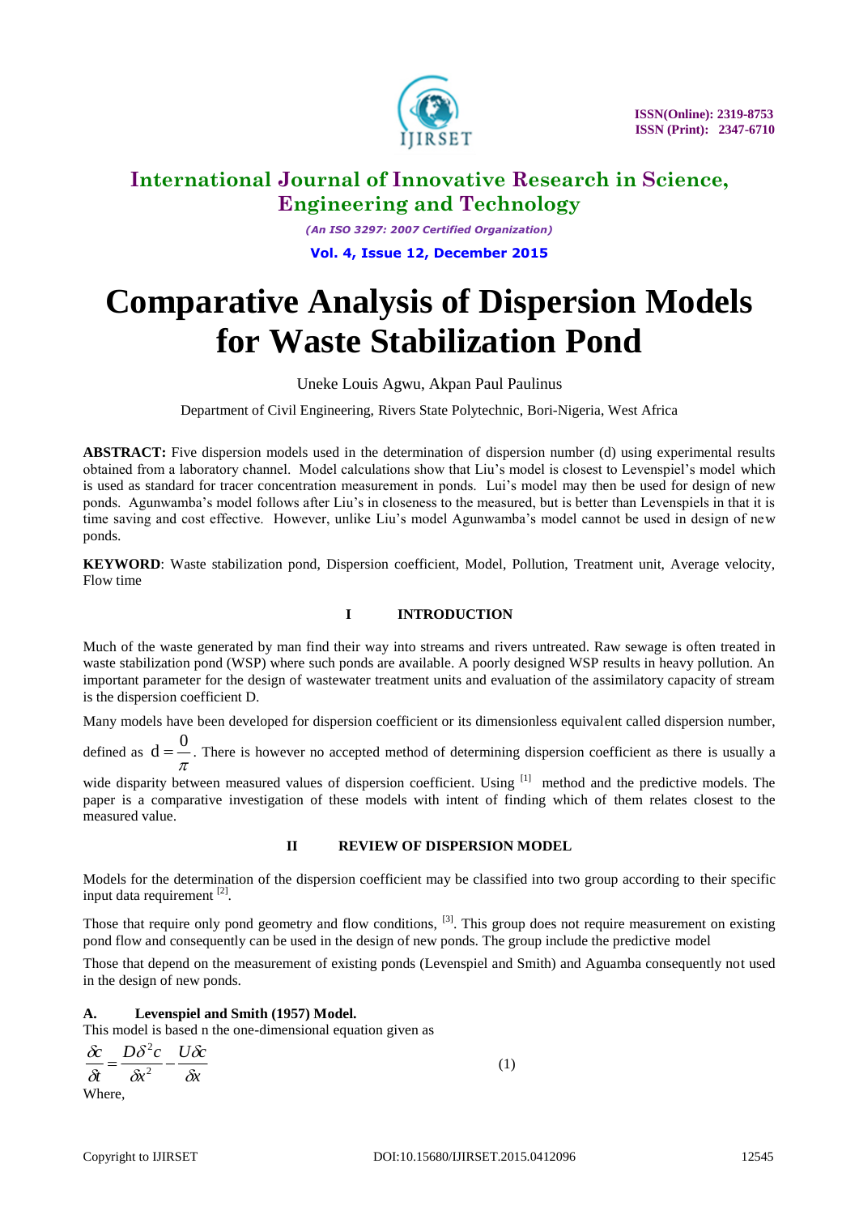# International Journal of Innovative Research in Science, Engineering and Technology

*(An ISO 3297: 2007 Certified Organization)*

**Vol. 4, Issue 12, December 2015**

# Comparative Analysis of Dispersion Models for Waste Stabilization Pond

Uneke Louis Agwu, Akpan Paul Paulinus

Department of Civil Engineering, Rivers State Polytechnic, Bori-Nigeria, West Africa

**ABSTRACT:** Five dispersion models used in the determination of dispersion number (d) using experimental results obtained from a laboratory channel. Model calculations show that Liu's model is closest to Levenspiel's model which is used as standard for tracer concentration measurement in ponds. Lui's model may then be used for design of new ponds. Agunwamba's model follows after Liu's in closeness to the measured, but is better than Levenspiels in that it is time saving and cost effective. However, unlike Liu's model Agunwamba's model cannot be used in design of new ponds.

**KEYWORD**: Waste stabilization pond, Dispersion coefficient, Model, Pollution, Treatment unit, Average velocity, Flow time

## I INTRODUCTION

Much of the waste generated by man find their way into streams and rivers untreated. Raw sewage is often treated in waste stabilization pond (WSP) where such ponds are available. A poorly designed WSP results in heavy pollution. An important parameter for the design of wastewater treatment units and evaluation of the assimilatory capacity of stream is the dispersion coefficient D.

Many models have been developed for dispersion coefficient or its dimensionless equivalent called dispersion number, defined as $d = \frac{0}{\pi}$. There is however no accepted method of determining dispersion coefficient as there is usually a wide disparity between measured values of dispersion coefficient. Using [1] method and the predictive models. The paper is a comparative investigation of these models with intent of finding which of them relates closest to the measured value.

## II REVIEW OF DISPERSION MODEL

Models for the determination of the dispersion coefficient may be classified into two group according to their specific input data requirement [2].

Those that require only pond geometry and flow conditions, [3]. This group does not require measurement on existing pond flow and consequently can be used in the design of new ponds. The group include the predictive model

Those that depend on the measurement of existing ponds (Levenspiel and Smith) and Aguamba consequently not used in the design of new ponds.

### A. Levenspiel and Smith (1957) Model.

This model is based n the one-dimensional equation given as

$$\frac{\delta c}{\delta t} = \frac{D\delta^2 c}{\delta x^2} - \frac{U\delta c}{\delta x} \quad (1)$$

Where,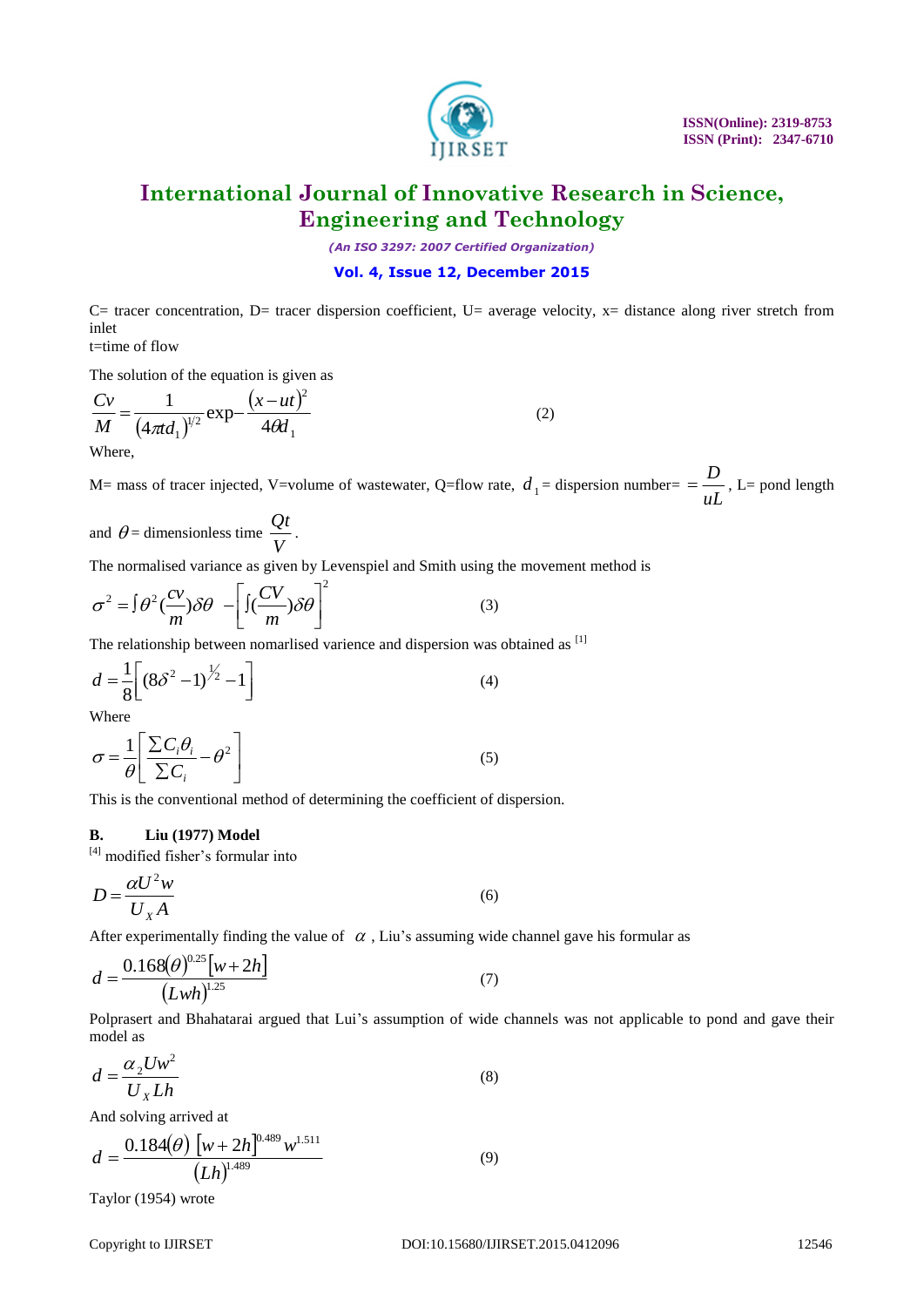C= tracer concentration, D= tracer dispersion coefficient, U= average velocity, x= distance along river stretch from inlet

t=time of flow

The solution of the equation is given as

$$\frac{Cv}{M} = \frac{1}{(4\pi t d_1)^{1/2}} \exp - \frac{(x-ut)^2}{4\theta d_1} \qquad (2)$$

Where,

M= mass of tracer injected, V=volume of wastewater, Q=flow rate, $d_1$ = dispersion number= $= \frac{D}{uL}$, L= pond length and $\theta$ = dimensionless time $\frac{Qt}{V}$.

The normalised variance as given by Levenspiel and Smith using the movement method is

$$\sigma^2 = \int \theta^2 (\frac{cv}{m}) \delta\theta \; - \left[ \int (\frac{CV}{m}) \delta\theta \right]^2 \qquad (3)$$

The relationship between nomarlised varience and dispersion was obtained as [1]

$$d = \frac{1}{8}\left[ (8\delta^2 - 1)^{1/2} - 1 \right] \qquad (4)$$

Where

$$\sigma = \frac{1}{\theta}\left[ \frac{\Sigma C_i \theta_i}{\Sigma C_i} - \theta^2 \right] \qquad (5)$$

This is the conventional method of determining the coefficient of dispersion.

**B. Liu (1977) Model**

[4] modified fisher's formular into

$$D = \frac{\alpha U^2 w}{U_x A} \qquad (6)$$

After experimentally finding the value of $\alpha$, Liu's assuming wide channel gave his formular as

$$d = \frac{0.168(\theta)^{0.25}[w+2h]}{(Lwh)^{1.25}} \qquad (7)$$

Polprasert and Bhahatarai argued that Lui's assumption of wide channels was not applicable to pond and gave their model as

$$d = \frac{\alpha_2 U w^2}{U_x L h} \qquad (8)$$

And solving arrived at

$$d = \frac{0.184(\theta)\,[w+2h]^{0.489} w^{1.511}}{(Lh)^{1.489}} \qquad (9)$$

Taylor (1954) wrote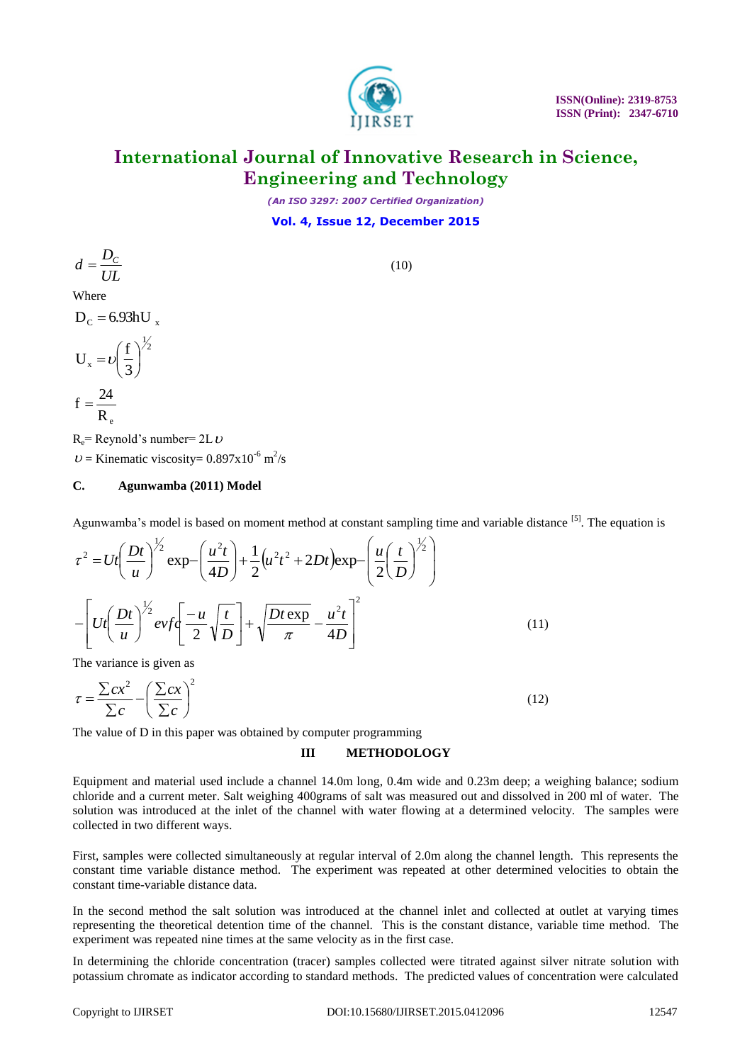$$d = \frac{D_C}{UL} \tag{10}$$

Where

$$D_C = 6.93 hU_x$$

$$U_x = \upsilon\left(\frac{f}{3}\right)^{1/2}$$

$$f = \frac{24}{R_e}$$

$R_e$= Reynold's number= $2L\upsilon$

$\upsilon$ = Kinematic viscosity= $0.897 \times 10^{-6}$ m$^2$/s

### C. Agunwamba (2011) Model

Agunwamba's model is based on moment method at constant sampling time and variable distance [5]. The equation is

$$\tau^2 = Ut\left(\frac{Dt}{u}\right)^{1/2} \exp-\left(\frac{u^2t}{4D}\right) + \frac{1}{2}\left(u^2t^2 + 2Dt\right)\exp-\left(\frac{u}{2}\left(\frac{t}{D}\right)^{1/2}\right)$$

$$-\left[Ut\left(\frac{Dt}{u}\right)^{1/2} evfc\left[\frac{-u}{2}\sqrt{\frac{t}{D}}\right] + \sqrt{\frac{Dt\exp}{\pi}} - \frac{u^2t}{4D}\right]^2 \tag{11}$$

The variance is given as

$$\tau = \frac{\sum cx^2}{\sum c} - \left(\frac{\sum cx}{\sum c}\right)^2 \tag{12}$$

The value of D in this paper was obtained by computer programming

## III METHODOLOGY

Equipment and material used include a channel 14.0m long, 0.4m wide and 0.23m deep; a weighing balance; sodium chloride and a current meter. Salt weighing 400grams of salt was measured out and dissolved in 200 ml of water. The solution was introduced at the inlet of the channel with water flowing at a determined velocity. The samples were collected in two different ways.

First, samples were collected simultaneously at regular interval of 2.0m along the channel length. This represents the constant time variable distance method. The experiment was repeated at other determined velocities to obtain the constant time-variable distance data.

In the second method the salt solution was introduced at the channel inlet and collected at outlet at varying times representing the theoretical detention time of the channel. This is the constant distance, variable time method. The experiment was repeated nine times at the same velocity as in the first case.

In determining the chloride concentration (tracer) samples collected were titrated against silver nitrate solution with potassium chromate as indicator according to standard methods. The predicted values of concentration were calculated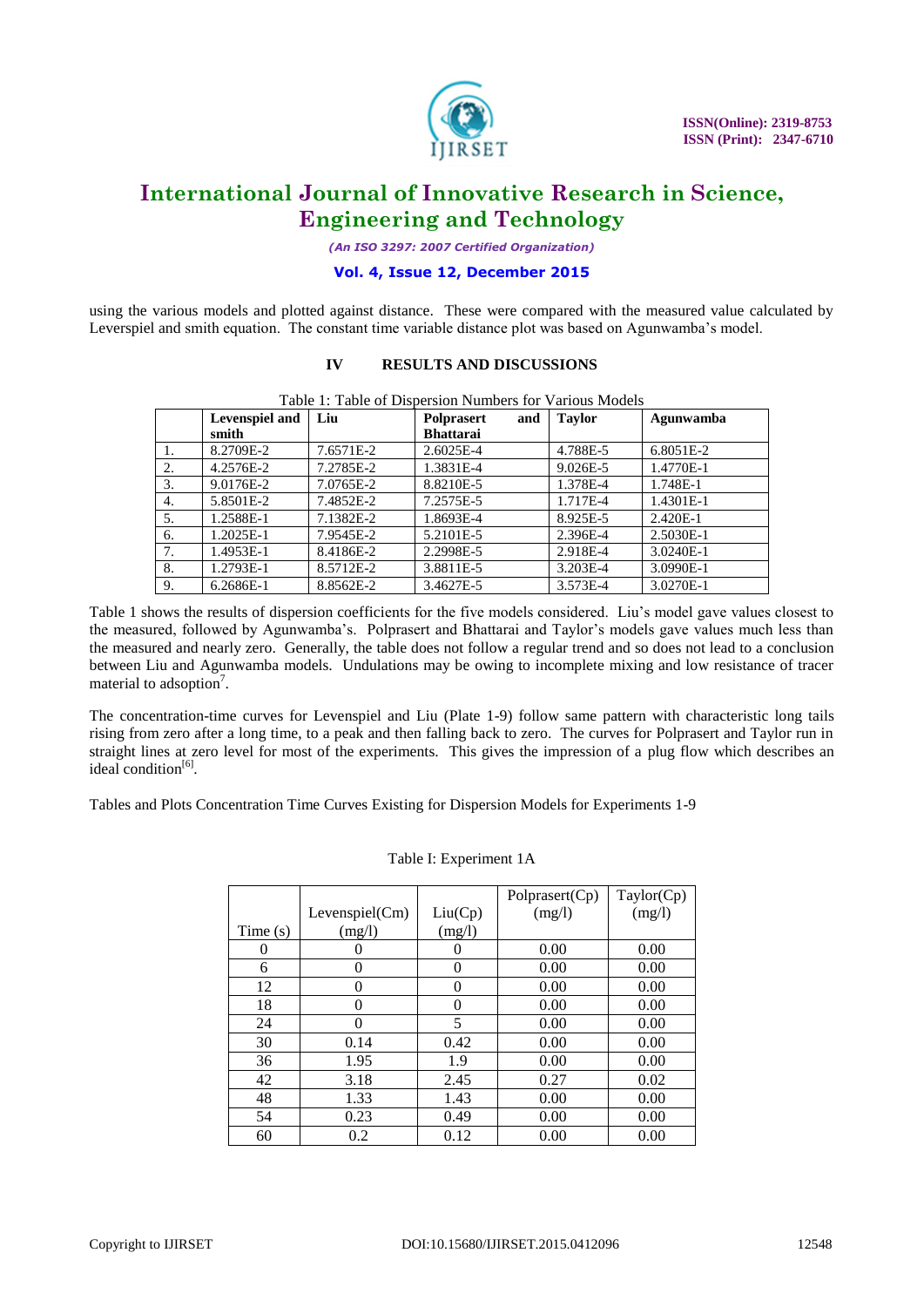using the various models and plotted against distance. These were compared with the measured value calculated by Leverspiel and smith equation. The constant time variable distance plot was based on Agunwamba's model.

## IV RESULTS AND DISCUSSIONS

Table 1: Table of Dispersion Numbers for Various Models

| | Levenspiel and smith | Liu | Polprasert and Bhattarai | Taylor | Agunwamba |
|---|---|---|---|---|---|
| 1. | 8.2709E-2 | 7.6571E-2 | 2.6025E-4 | 4.788E-5 | 6.8051E-2 |
| 2. | 4.2576E-2 | 7.2785E-2 | 1.3831E-4 | 9.026E-5 | 1.4770E-1 |
| 3. | 9.0176E-2 | 7.0765E-2 | 8.8210E-5 | 1.378E-4 | 1.748E-1 |
| 4. | 5.8501E-2 | 7.4852E-2 | 7.2575E-5 | 1.717E-4 | 1.4301E-1 |
| 5. | 1.2588E-1 | 7.1382E-2 | 1.8693E-4 | 8.925E-5 | 2.420E-1 |
| 6. | 1.2025E-1 | 7.9545E-2 | 5.2101E-5 | 2.396E-4 | 2.5030E-1 |
| 7. | 1.4953E-1 | 8.4186E-2 | 2.2998E-5 | 2.918E-4 | 3.0240E-1 |
| 8. | 1.2793E-1 | 8.5712E-2 | 3.8811E-5 | 3.203E-4 | 3.0990E-1 |
| 9. | 6.2686E-1 | 8.8562E-2 | 3.4627E-5 | 3.573E-4 | 3.0270E-1 |

Table 1 shows the results of dispersion coefficients for the five models considered. Liu's model gave values closest to the measured, followed by Agunwamba's. Polprasert and Bhattarai and Taylor's models gave values much less than the measured and nearly zero. Generally, the table does not follow a regular trend and so does not lead to a conclusion between Liu and Agunwamba models. Undulations may be owing to incomplete mixing and low resistance of tracer material to adsoption[7].

The concentration-time curves for Levenspiel and Liu (Plate 1-9) follow same pattern with characteristic long tails rising from zero after a long time, to a peak and then falling back to zero. The curves for Polprasert and Taylor run in straight lines at zero level for most of the experiments. This gives the impression of a plug flow which describes an ideal condition[6].

Tables and Plots Concentration Time Curves Existing for Dispersion Models for Experiments 1-9

Table I: Experiment 1A

| Time (s) | Levenspiel(Cm) (mg/l) | Liu(Cp) (mg/l) | Polprasert(Cp) (mg/l) | Taylor(Cp) (mg/l) |
|---|---|---|---|---|
| 0 | 0 | 0 | 0.00 | 0.00 |
| 6 | 0 | 0 | 0.00 | 0.00 |
| 12 | 0 | 0 | 0.00 | 0.00 |
| 18 | 0 | 0 | 0.00 | 0.00 |
| 24 | 0 | 5 | 0.00 | 0.00 |
| 30 | 0.14 | 0.42 | 0.00 | 0.00 |
| 36 | 1.95 | 1.9 | 0.00 | 0.00 |
| 42 | 3.18 | 2.45 | 0.27 | 0.02 |
| 48 | 1.33 | 1.43 | 0.00 | 0.00 |
| 54 | 0.23 | 0.49 | 0.00 | 0.00 |
| 60 | 0.2 | 0.12 | 0.00 | 0.00 |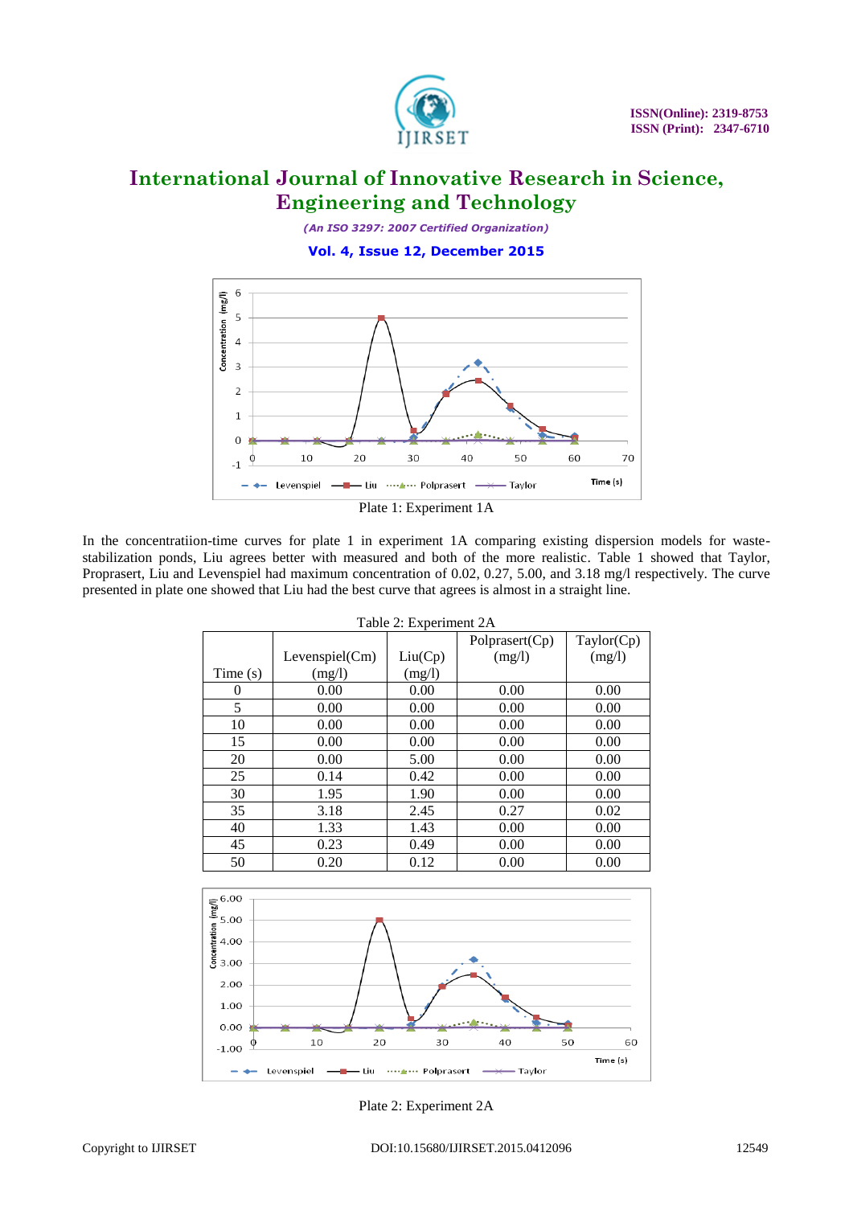Plate 1: Experiment 1A

In the concentratiion-time curves for plate 1 in experiment 1A comparing existing dispersion models for waste-stabilization ponds, Liu agrees better with measured and both of the more realistic. Table 1 showed that Taylor, Proprasert, Liu and Levenspiel had maximum concentration of 0.02, 0.27, 5.00, and 3.18 mg/l respectively. The curve presented in plate one showed that Liu had the best curve that agrees is almost in a straight line.

Table 2: Experiment 2A

| Time (s) | Levenspiel(Cm) (mg/l) | Liu(Cp) (mg/l) | Polprasert(Cp) (mg/l) | Taylor(Cp) (mg/l) |
|---|---|---|---|---|
| 0 | 0.00 | 0.00 | 0.00 | 0.00 |
| 5 | 0.00 | 0.00 | 0.00 | 0.00 |
| 10 | 0.00 | 0.00 | 0.00 | 0.00 |
| 15 | 0.00 | 0.00 | 0.00 | 0.00 |
| 20 | 0.00 | 5.00 | 0.00 | 0.00 |
| 25 | 0.14 | 0.42 | 0.00 | 0.00 |
| 30 | 1.95 | 1.90 | 0.00 | 0.00 |
| 35 | 3.18 | 2.45 | 0.27 | 0.02 |
| 40 | 1.33 | 1.43 | 0.00 | 0.00 |
| 45 | 0.23 | 0.49 | 0.00 | 0.00 |
| 50 | 0.20 | 0.12 | 0.00 | 0.00 |

Plate 2: Experiment 2A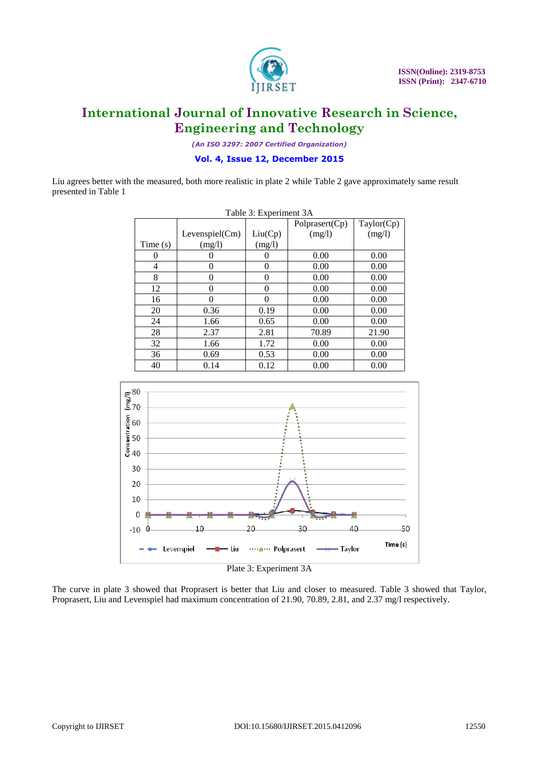Liu agrees better with the measured, both more realistic in plate 2 while Table 2 gave approximately same result presented in Table 1

Table 3: Experiment 3A

| Time (s) | Levenspiel(Cm) (mg/l) | Liu(Cp) (mg/l) | Polprasert(Cp) (mg/l) | Taylor(Cp) (mg/l) |
|---|---|---|---|---|
| 0 | 0 | 0 | 0.00 | 0.00 |
| 4 | 0 | 0 | 0.00 | 0.00 |
| 8 | 0 | 0 | 0.00 | 0.00 |
| 12 | 0 | 0 | 0.00 | 0.00 |
| 16 | 0 | 0 | 0.00 | 0.00 |
| 20 | 0.36 | 0.19 | 0.00 | 0.00 |
| 24 | 1.66 | 0.65 | 0.00 | 0.00 |
| 28 | 2.37 | 2.81 | 70.89 | 21.90 |
| 32 | 1.66 | 1.72 | 0.00 | 0.00 |
| 36 | 0.69 | 0.53 | 0.00 | 0.00 |
| 40 | 0.14 | 0.12 | 0.00 | 0.00 |

Plate 3: Experiment 3A

The curve in plate 3 showed that Proprasert is better that Liu and closer to measured. Table 3 showed that Taylor, Proprasert, Liu and Levenspiel had maximum concentration of 21.90, 70.89, 2.81, and 2.37 mg/l respectively.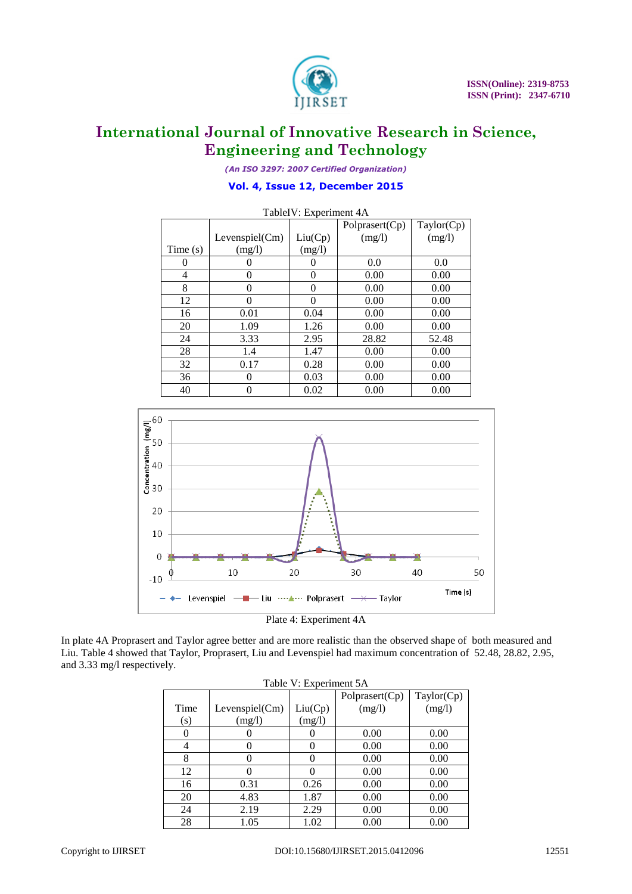TableIV: Experiment 4A

| Time (s) | Levenspiel(Cm) (mg/l) | Liu(Cp) (mg/l) | Polprasert(Cp) (mg/l) | Taylor(Cp) (mg/l) |
|---|---|---|---|---|
| 0 | 0 | 0 | 0.0 | 0.0 |
| 4 | 0 | 0 | 0.00 | 0.00 |
| 8 | 0 | 0 | 0.00 | 0.00 |
| 12 | 0 | 0 | 0.00 | 0.00 |
| 16 | 0.01 | 0.04 | 0.00 | 0.00 |
| 20 | 1.09 | 1.26 | 0.00 | 0.00 |
| 24 | 3.33 | 2.95 | 28.82 | 52.48 |
| 28 | 1.4 | 1.47 | 0.00 | 0.00 |
| 32 | 0.17 | 0.28 | 0.00 | 0.00 |
| 36 | 0 | 0.03 | 0.00 | 0.00 |
| 40 | 0 | 0.02 | 0.00 | 0.00 |

Plate 4: Experiment 4A

In plate 4A Proprasert and Taylor agree better and are more realistic than the observed shape of both measured and Liu. Table 4 showed that Taylor, Proprasert, Liu and Levenspiel had maximum concentration of 52.48, 28.82, 2.95, and 3.33 mg/l respectively.

Table V: Experiment 5A

| Time (s) | Levenspiel(Cm) (mg/l) | Liu(Cp) (mg/l) | Polprasert(Cp) (mg/l) | Taylor(Cp) (mg/l) |
|---|---|---|---|---|
| 0 | 0 | 0 | 0.00 | 0.00 |
| 4 | 0 | 0 | 0.00 | 0.00 |
| 8 | 0 | 0 | 0.00 | 0.00 |
| 12 | 0 | 0 | 0.00 | 0.00 |
| 16 | 0.31 | 0.26 | 0.00 | 0.00 |
| 20 | 4.83 | 1.87 | 0.00 | 0.00 |
| 24 | 2.19 | 2.29 | 0.00 | 0.00 |
| 28 | 1.05 | 1.02 | 0.00 | 0.00 |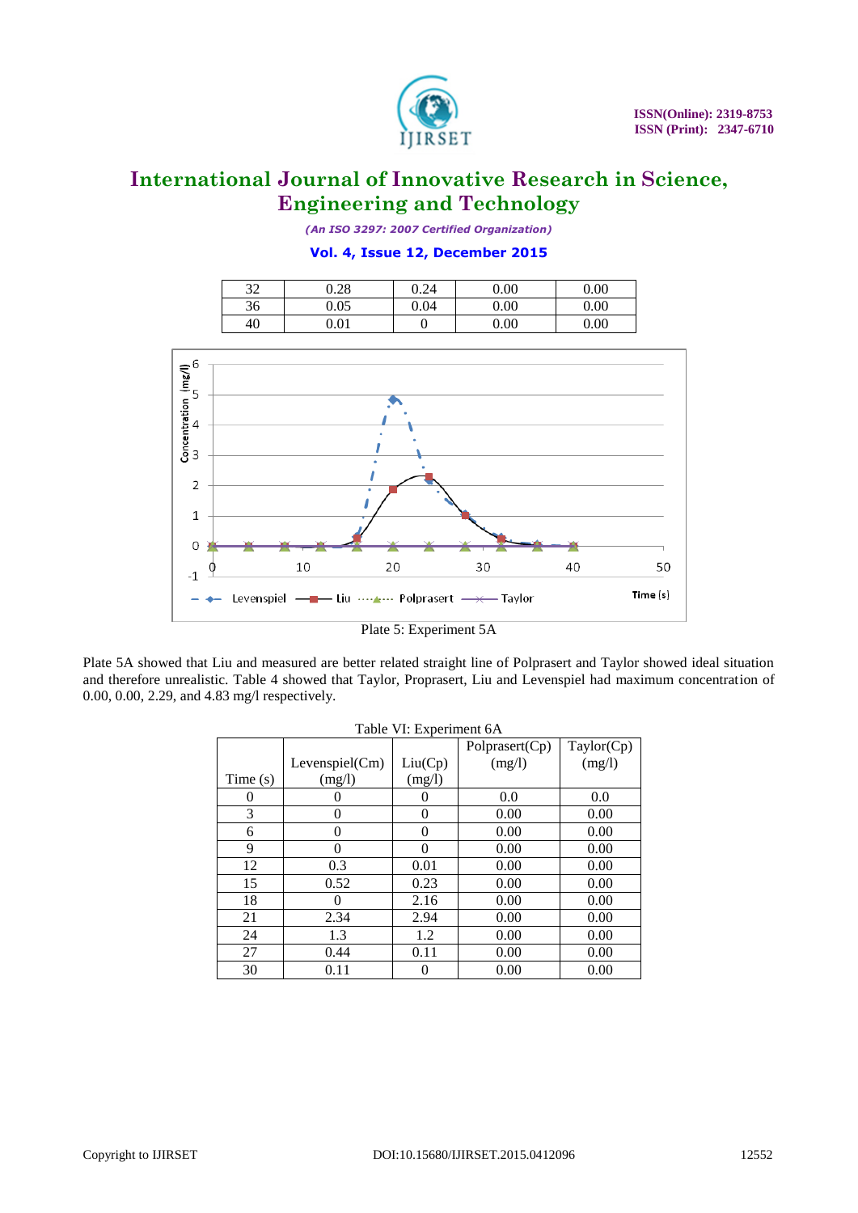| 32 | 0.28 | 0.24 | 0.00 | 0.00 |
|---|---|---|---|---|
| 36 | 0.05 | 0.04 | 0.00 | 0.00 |
| 40 | 0.01 | 0 | 0.00 | 0.00 |

Plate 5: Experiment 5A

Plate 5A showed that Liu and measured are better related straight line of Polprasert and Taylor showed ideal situation and therefore unrealistic. Table 4 showed that Taylor, Proprasert, Liu and Levenspiel had maximum concentration of 0.00, 0.00, 2.29, and 4.83 mg/l respectively.

Table VI: Experiment 6A

| Time (s) | Levenspiel(Cm) (mg/l) | Liu(Cp) (mg/l) | Polprasert(Cp) (mg/l) | Taylor(Cp) (mg/l) |
|---|---|---|---|---|
| 0 | 0 | 0 | 0.0 | 0.0 |
| 3 | 0 | 0 | 0.00 | 0.00 |
| 6 | 0 | 0 | 0.00 | 0.00 |
| 9 | 0 | 0 | 0.00 | 0.00 |
| 12 | 0.3 | 0.01 | 0.00 | 0.00 |
| 15 | 0.52 | 0.23 | 0.00 | 0.00 |
| 18 | 0 | 2.16 | 0.00 | 0.00 |
| 21 | 2.34 | 2.94 | 0.00 | 0.00 |
| 24 | 1.3 | 1.2 | 0.00 | 0.00 |
| 27 | 0.44 | 0.11 | 0.00 | 0.00 |
| 30 | 0.11 | 0 | 0.00 | 0.00 |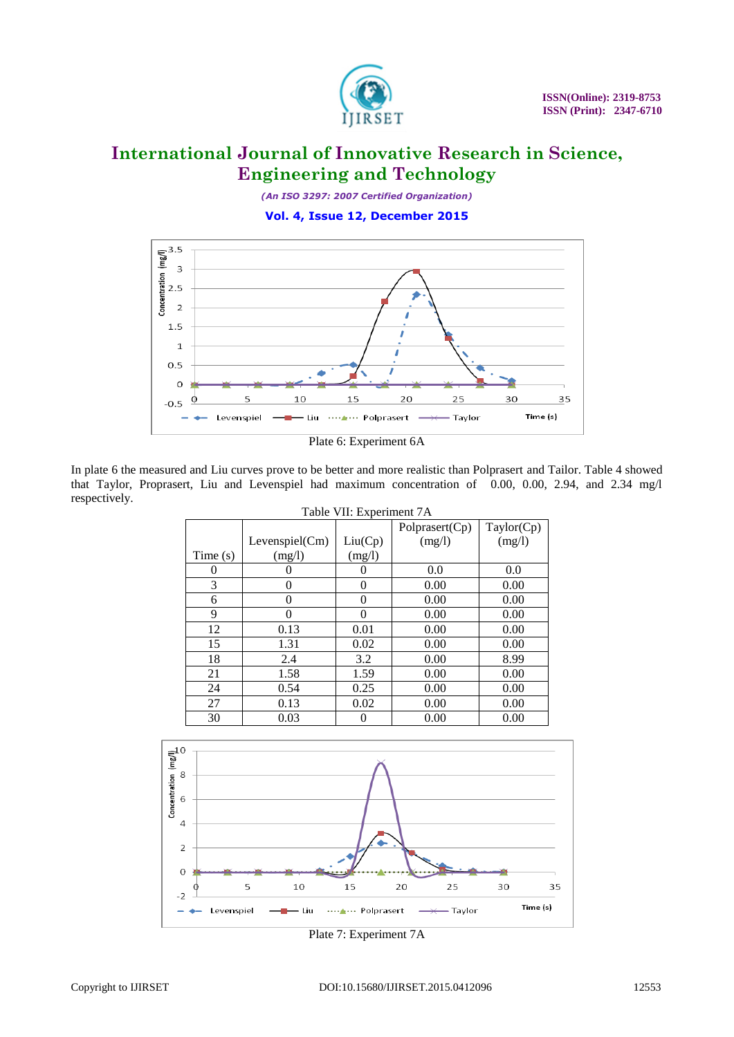Plate 6: Experiment 6A

In plate 6 the measured and Liu curves prove to be better and more realistic than Polprasert and Tailor. Table 4 showed that Taylor, Proprasert, Liu and Levenspiel had maximum concentration of 0.00, 0.00, 2.94, and 2.34 mg/l respectively.

Table VII: Experiment 7A

| Time (s) | Levenspiel(Cm) (mg/l) | Liu(Cp) (mg/l) | Polprasert(Cp) (mg/l) | Taylor(Cp) (mg/l) |
|---|---|---|---|---|
| 0 | 0 | 0 | 0.0 | 0.0 |
| 3 | 0 | 0 | 0.00 | 0.00 |
| 6 | 0 | 0 | 0.00 | 0.00 |
| 9 | 0 | 0 | 0.00 | 0.00 |
| 12 | 0.13 | 0.01 | 0.00 | 0.00 |
| 15 | 1.31 | 0.02 | 0.00 | 0.00 |
| 18 | 2.4 | 3.2 | 0.00 | 8.99 |
| 21 | 1.58 | 1.59 | 0.00 | 0.00 |
| 24 | 0.54 | 0.25 | 0.00 | 0.00 |
| 27 | 0.13 | 0.02 | 0.00 | 0.00 |
| 30 | 0.03 | 0 | 0.00 | 0.00 |

Plate 7: Experiment 7A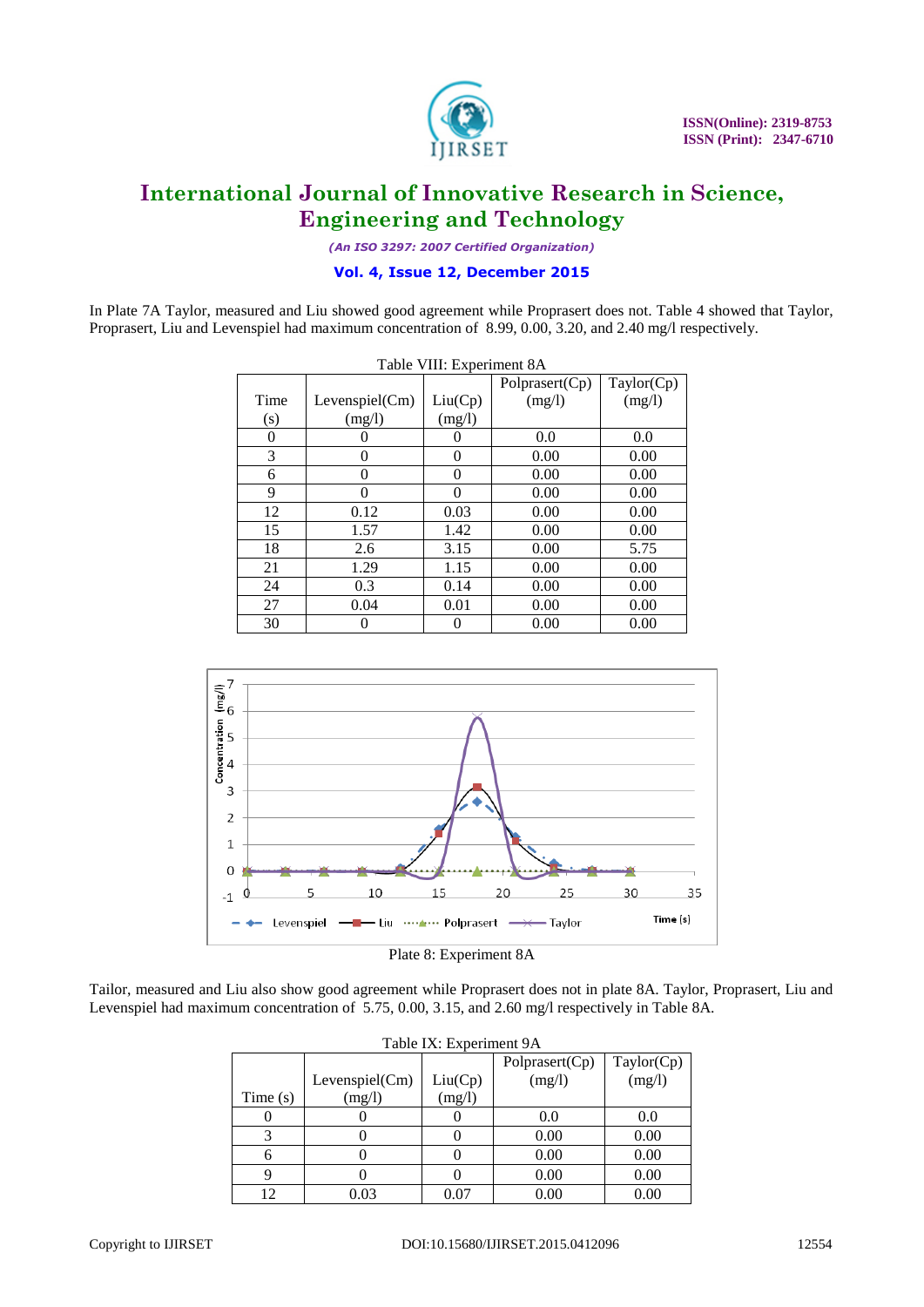In Plate 7A Taylor, measured and Liu showed good agreement while Proprasert does not. Table 4 showed that Taylor, Proprasert, Liu and Levenspiel had maximum concentration of 8.99, 0.00, 3.20, and 2.40 mg/l respectively.

Table VIII: Experiment 8A

| Time (s) | Levenspiel(Cm) (mg/l) | Liu(Cp) (mg/l) | Polprasert(Cp) (mg/l) | Taylor(Cp) (mg/l) |
|---|---|---|---|---|
| 0 | 0 | 0 | 0.0 | 0.0 |
| 3 | 0 | 0 | 0.00 | 0.00 |
| 6 | 0 | 0 | 0.00 | 0.00 |
| 9 | 0 | 0 | 0.00 | 0.00 |
| 12 | 0.12 | 0.03 | 0.00 | 0.00 |
| 15 | 1.57 | 1.42 | 0.00 | 0.00 |
| 18 | 2.6 | 3.15 | 0.00 | 5.75 |
| 21 | 1.29 | 1.15 | 0.00 | 0.00 |
| 24 | 0.3 | 0.14 | 0.00 | 0.00 |
| 27 | 0.04 | 0.01 | 0.00 | 0.00 |
| 30 | 0 | 0 | 0.00 | 0.00 |

Plate 8: Experiment 8A

Tailor, measured and Liu also show good agreement while Proprasert does not in plate 8A. Taylor, Proprasert, Liu and Levenspiel had maximum concentration of 5.75, 0.00, 3.15, and 2.60 mg/l respectively in Table 8A.

Table IX: Experiment 9A

| Time (s) | Levenspiel(Cm) (mg/l) | Liu(Cp) (mg/l) | Polprasert(Cp) (mg/l) | Taylor(Cp) (mg/l) |
|---|---|---|---|---|
| 0 | 0 | 0 | 0.0 | 0.0 |
| 3 | 0 | 0 | 0.00 | 0.00 |
| 6 | 0 | 0 | 0.00 | 0.00 |
| 9 | 0 | 0 | 0.00 | 0.00 |
| 12 | 0.03 | 0.07 | 0.00 | 0.00 |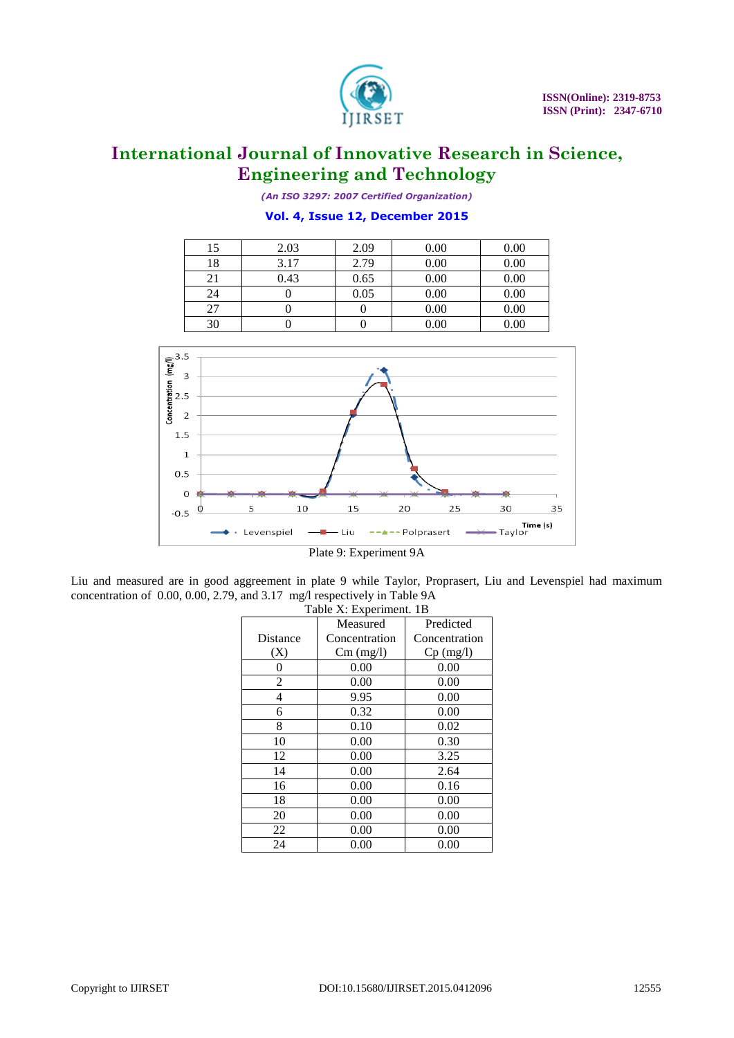| 15 | 2.03 | 2.09 | 0.00 | 0.00 |
|---|---|---|---|---|
| 18 | 3.17 | 2.79 | 0.00 | 0.00 |
| 21 | 0.43 | 0.65 | 0.00 | 0.00 |
| 24 | 0 | 0.05 | 0.00 | 0.00 |
| 27 | 0 | 0 | 0.00 | 0.00 |
| 30 | 0 | 0 | 0.00 | 0.00 |

Plate 9: Experiment 9A

Liu and measured are in good aggreement in plate 9 while Taylor, Proprasert, Liu and Levenspiel had maximum concentration of 0.00, 0.00, 2.79, and 3.17 mg/l respectively in Table 9A

Table X: Experiment. 1B

| Distance (X) | Measured Concentration Cm (mg/l) | Predicted Concentration Cp (mg/l) |
|---|---|---|
| 0 | 0.00 | 0.00 |
| 2 | 0.00 | 0.00 |
| 4 | 9.95 | 0.00 |
| 6 | 0.32 | 0.00 |
| 8 | 0.10 | 0.02 |
| 10 | 0.00 | 0.30 |
| 12 | 0.00 | 3.25 |
| 14 | 0.00 | 2.64 |
| 16 | 0.00 | 0.16 |
| 18 | 0.00 | 0.00 |
| 20 | 0.00 | 0.00 |
| 22 | 0.00 | 0.00 |
| 24 | 0.00 | 0.00 |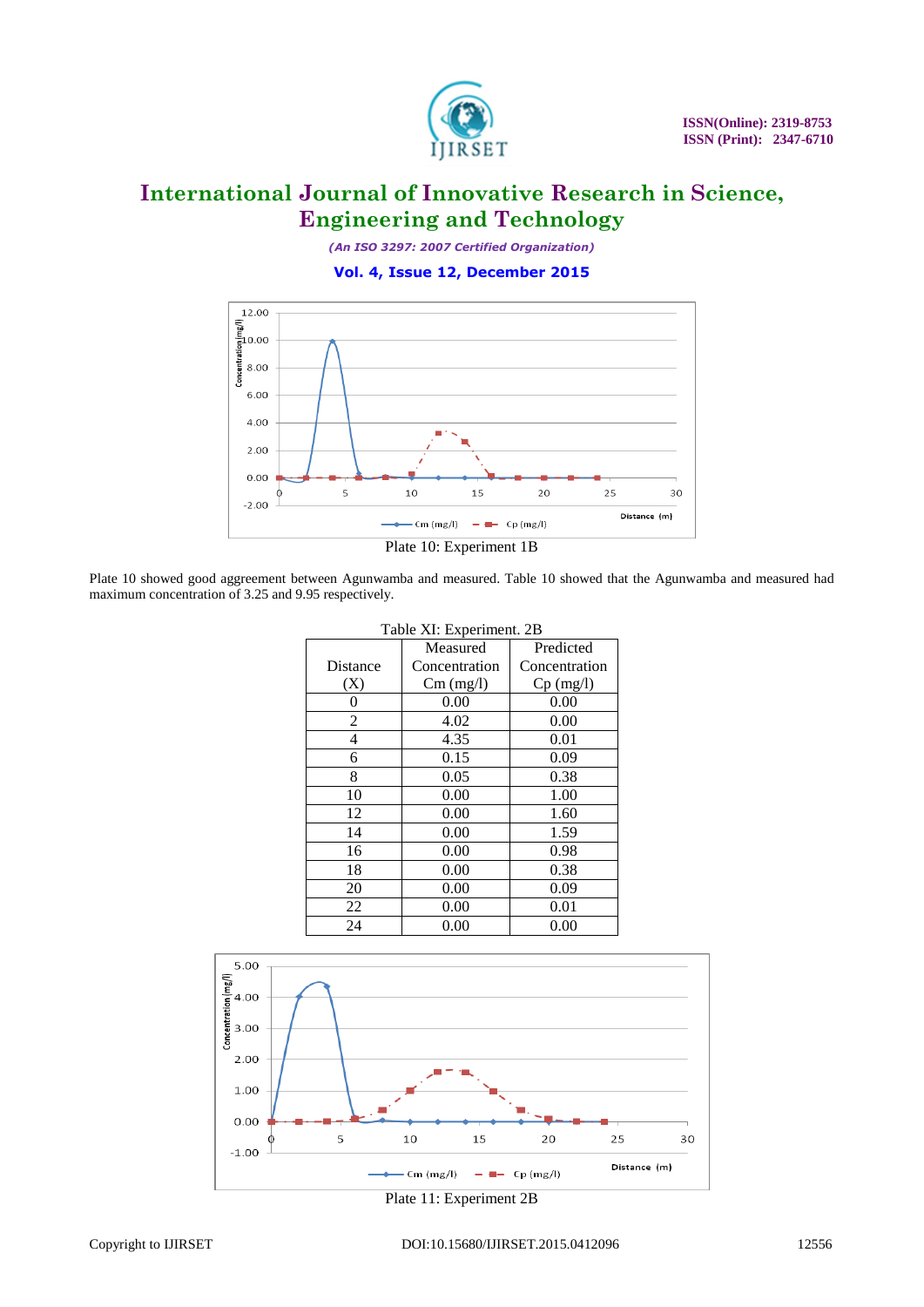Plate 10: Experiment 1B

Plate 10 showed good aggreement between Agunwamba and measured. Table 10 showed that the Agunwamba and measured had maximum concentration of 3.25 and 9.95 respectively.

Table XI: Experiment. 2B

| Distance (X) | Measured Concentration Cm (mg/l) | Predicted Concentration Cp (mg/l) |
|---|---|---|
| 0 | 0.00 | 0.00 |
| 2 | 4.02 | 0.00 |
| 4 | 4.35 | 0.01 |
| 6 | 0.15 | 0.09 |
| 8 | 0.05 | 0.38 |
| 10 | 0.00 | 1.00 |
| 12 | 0.00 | 1.60 |
| 14 | 0.00 | 1.59 |
| 16 | 0.00 | 0.98 |
| 18 | 0.00 | 0.38 |
| 20 | 0.00 | 0.09 |
| 22 | 0.00 | 0.01 |
| 24 | 0.00 | 0.00 |

Plate 11: Experiment 2B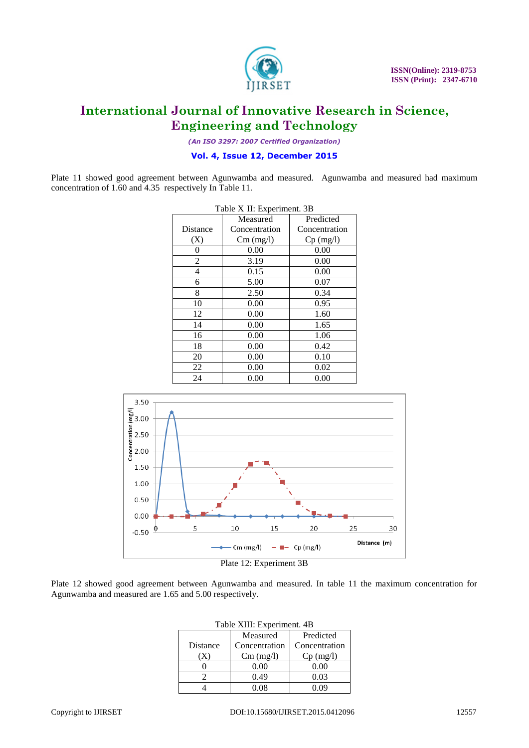Plate 11 showed good agreement between Agunwamba and measured. Agunwamba and measured had maximum concentration of 1.60 and 4.35 respectively In Table 11.

Table X II: Experiment. 3B

| Distance (X) | Measured Concentration Cm (mg/l) | Predicted Concentration Cp (mg/l) |
|---|---|---|
| 0 | 0.00 | 0.00 |
| 2 | 3.19 | 0.00 |
| 4 | 0.15 | 0.00 |
| 6 | 5.00 | 0.07 |
| 8 | 2.50 | 0.34 |
| 10 | 0.00 | 0.95 |
| 12 | 0.00 | 1.60 |
| 14 | 0.00 | 1.65 |
| 16 | 0.00 | 1.06 |
| 18 | 0.00 | 0.42 |
| 20 | 0.00 | 0.10 |
| 22 | 0.00 | 0.02 |
| 24 | 0.00 | 0.00 |

Plate 12: Experiment 3B

Plate 12 showed good agreement between Agunwamba and measured. In table 11 the maximum concentration for Agunwamba and measured are 1.65 and 5.00 respectively.

Table XIII: Experiment. 4B

| Distance (X) | Measured Concentration Cm (mg/l) | Predicted Concentration Cp (mg/l) |
|---|---|---|
| 0 | 0.00 | 0.00 |
| 2 | 0.49 | 0.03 |
| 4 | 0.08 | 0.09 |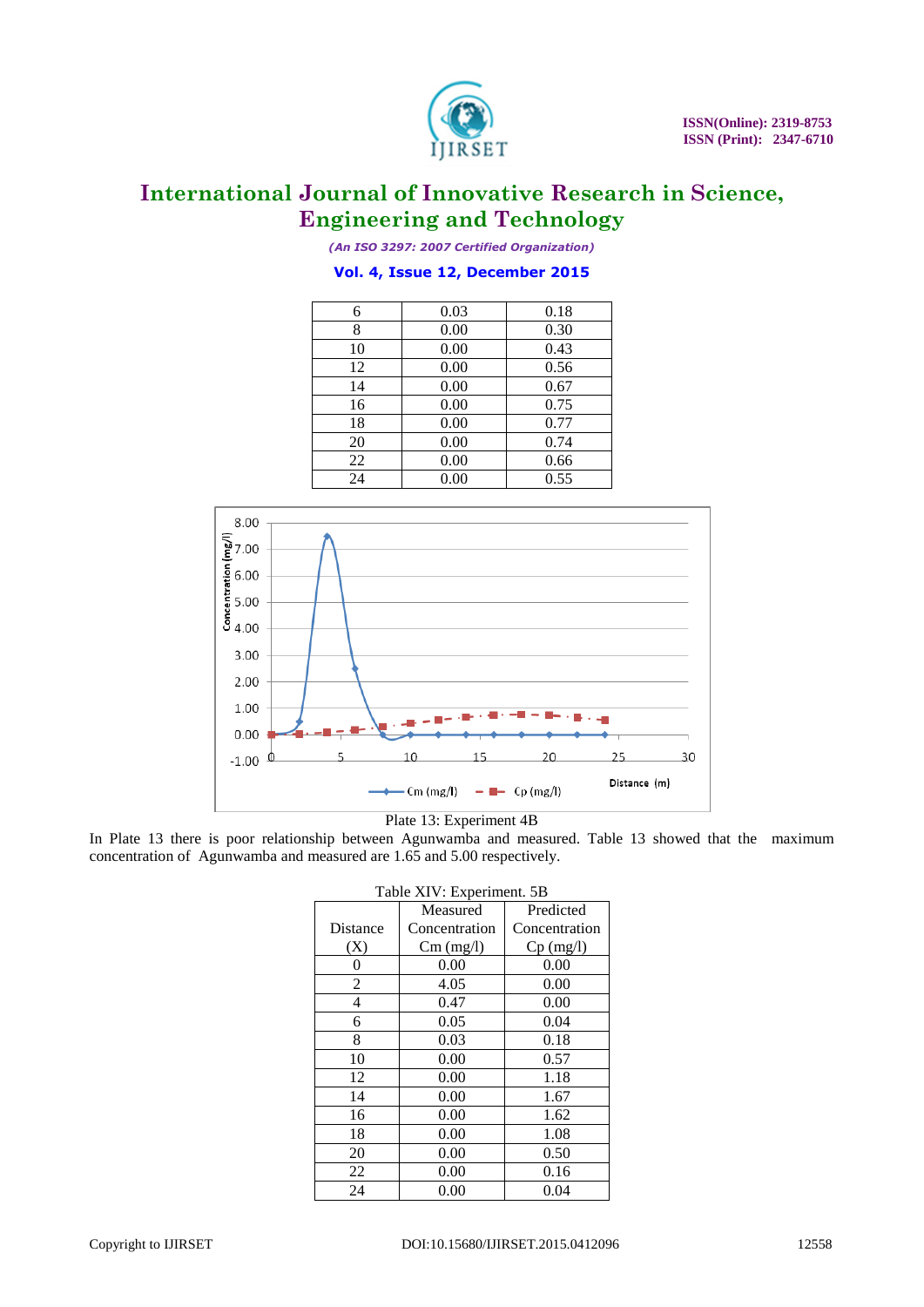| 6 | 0.03 | 0.18 |
|---|---|---|
| 8 | 0.00 | 0.30 |
| 10 | 0.00 | 0.43 |
| 12 | 0.00 | 0.56 |
| 14 | 0.00 | 0.67 |
| 16 | 0.00 | 0.75 |
| 18 | 0.00 | 0.77 |
| 20 | 0.00 | 0.74 |
| 22 | 0.00 | 0.66 |
| 24 | 0.00 | 0.55 |

Plate 13: Experiment 4B

In Plate 13 there is poor relationship between Agunwamba and measured. Table 13 showed that the maximum concentration of Agunwamba and measured are 1.65 and 5.00 respectively.

Table XIV: Experiment. 5B

| Distance (X) | Measured Concentration Cm (mg/l) | Predicted Concentration Cp (mg/l) |
|---|---|---|
| 0 | 0.00 | 0.00 |
| 2 | 4.05 | 0.00 |
| 4 | 0.47 | 0.00 |
| 6 | 0.05 | 0.04 |
| 8 | 0.03 | 0.18 |
| 10 | 0.00 | 0.57 |
| 12 | 0.00 | 1.18 |
| 14 | 0.00 | 1.67 |
| 16 | 0.00 | 1.62 |
| 18 | 0.00 | 1.08 |
| 20 | 0.00 | 0.50 |
| 22 | 0.00 | 0.16 |
| 24 | 0.00 | 0.04 |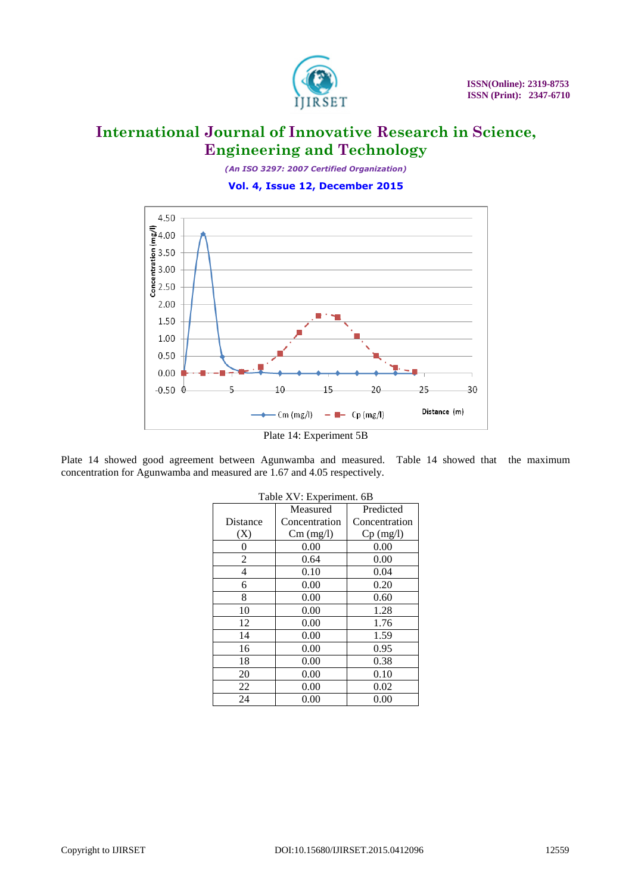Plate 14: Experiment 5B

Plate 14 showed good agreement between Agunwamba and measured. Table 14 showed that the maximum concentration for Agunwamba and measured are 1.67 and 4.05 respectively.

Table XV: Experiment. 6B

| Distance (X) | Measured Concentration Cm (mg/l) | Predicted Concentration Cp (mg/l) |
|---|---|---|
| 0 | 0.00 | 0.00 |
| 2 | 0.64 | 0.00 |
| 4 | 0.10 | 0.04 |
| 6 | 0.00 | 0.20 |
| 8 | 0.00 | 0.60 |
| 10 | 0.00 | 1.28 |
| 12 | 0.00 | 1.76 |
| 14 | 0.00 | 1.59 |
| 16 | 0.00 | 0.95 |
| 18 | 0.00 | 0.38 |
| 20 | 0.00 | 0.10 |
| 22 | 0.00 | 0.02 |
| 24 | 0.00 | 0.00 |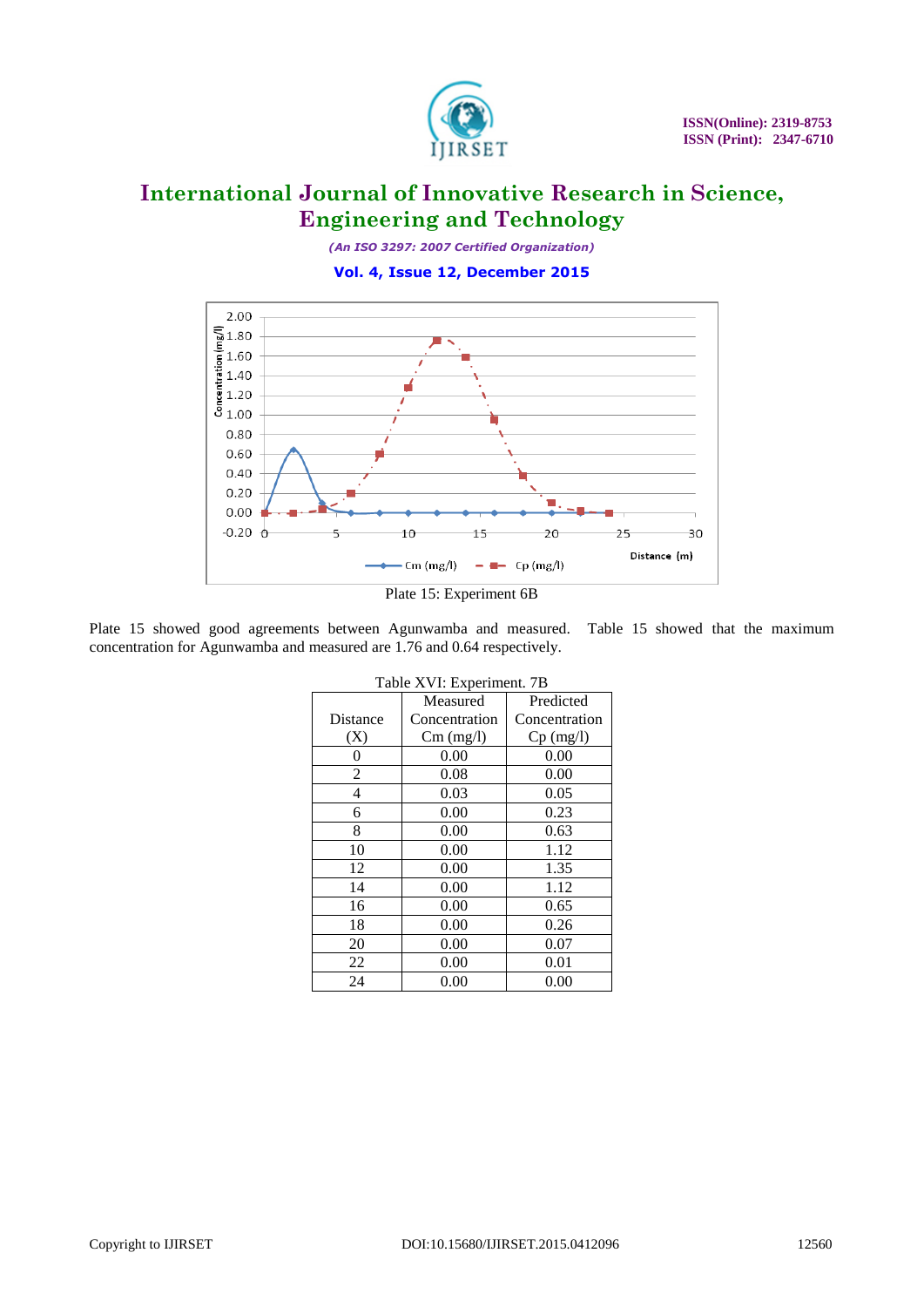Plate 15: Experiment 6B

Plate 15 showed good agreements between Agunwamba and measured. Table 15 showed that the maximum concentration for Agunwamba and measured are 1.76 and 0.64 respectively.

Table XVI: Experiment. 7B

| Distance (X) | Measured Concentration Cm (mg/l) | Predicted Concentration Cp (mg/l) |
|---|---|---|
| 0 | 0.00 | 0.00 |
| 2 | 0.08 | 0.00 |
| 4 | 0.03 | 0.05 |
| 6 | 0.00 | 0.23 |
| 8 | 0.00 | 0.63 |
| 10 | 0.00 | 1.12 |
| 12 | 0.00 | 1.35 |
| 14 | 0.00 | 1.12 |
| 16 | 0.00 | 0.65 |
| 18 | 0.00 | 0.26 |
| 20 | 0.00 | 0.07 |
| 22 | 0.00 | 0.01 |
| 24 | 0.00 | 0.00 |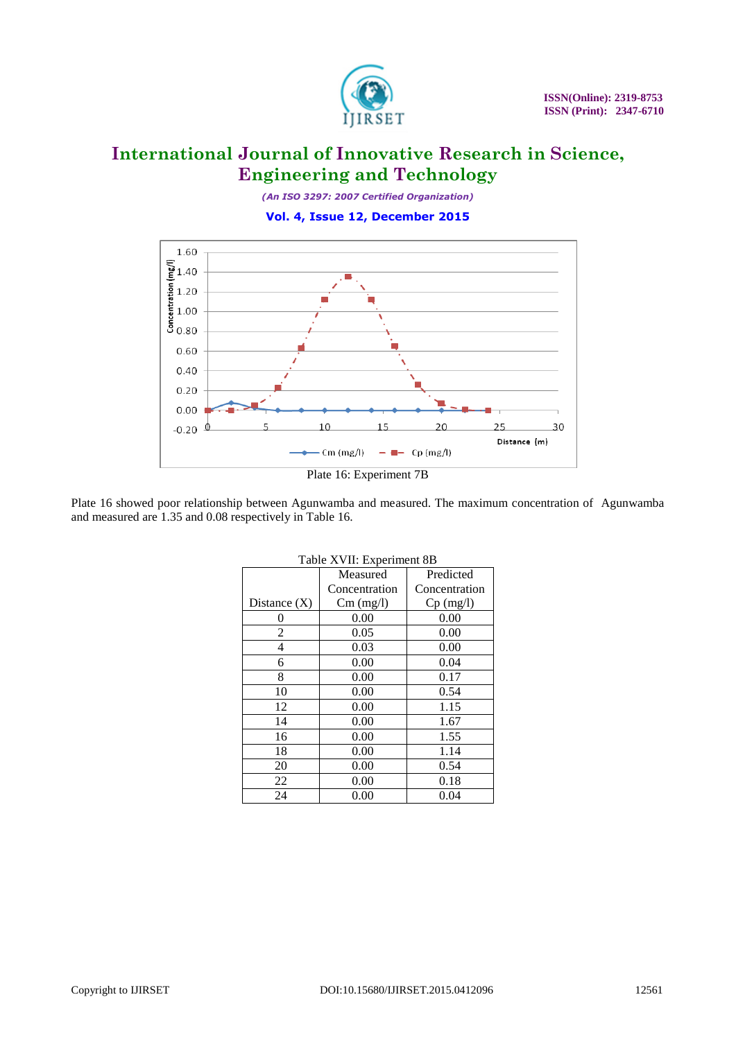Plate 16: Experiment 7B

Plate 16 showed poor relationship between Agunwamba and measured. The maximum concentration of Agunwamba and measured are 1.35 and 0.08 respectively in Table 16.

Table XVII: Experiment 8B

| Distance (X) | Measured Concentration Cm (mg/l) | Predicted Concentration Cp (mg/l) |
|---|---|---|
| 0 | 0.00 | 0.00 |
| 2 | 0.05 | 0.00 |
| 4 | 0.03 | 0.00 |
| 6 | 0.00 | 0.04 |
| 8 | 0.00 | 0.17 |
| 10 | 0.00 | 0.54 |
| 12 | 0.00 | 1.15 |
| 14 | 0.00 | 1.67 |
| 16 | 0.00 | 1.55 |
| 18 | 0.00 | 1.14 |
| 20 | 0.00 | 0.54 |
| 22 | 0.00 | 0.18 |
| 24 | 0.00 | 0.04 |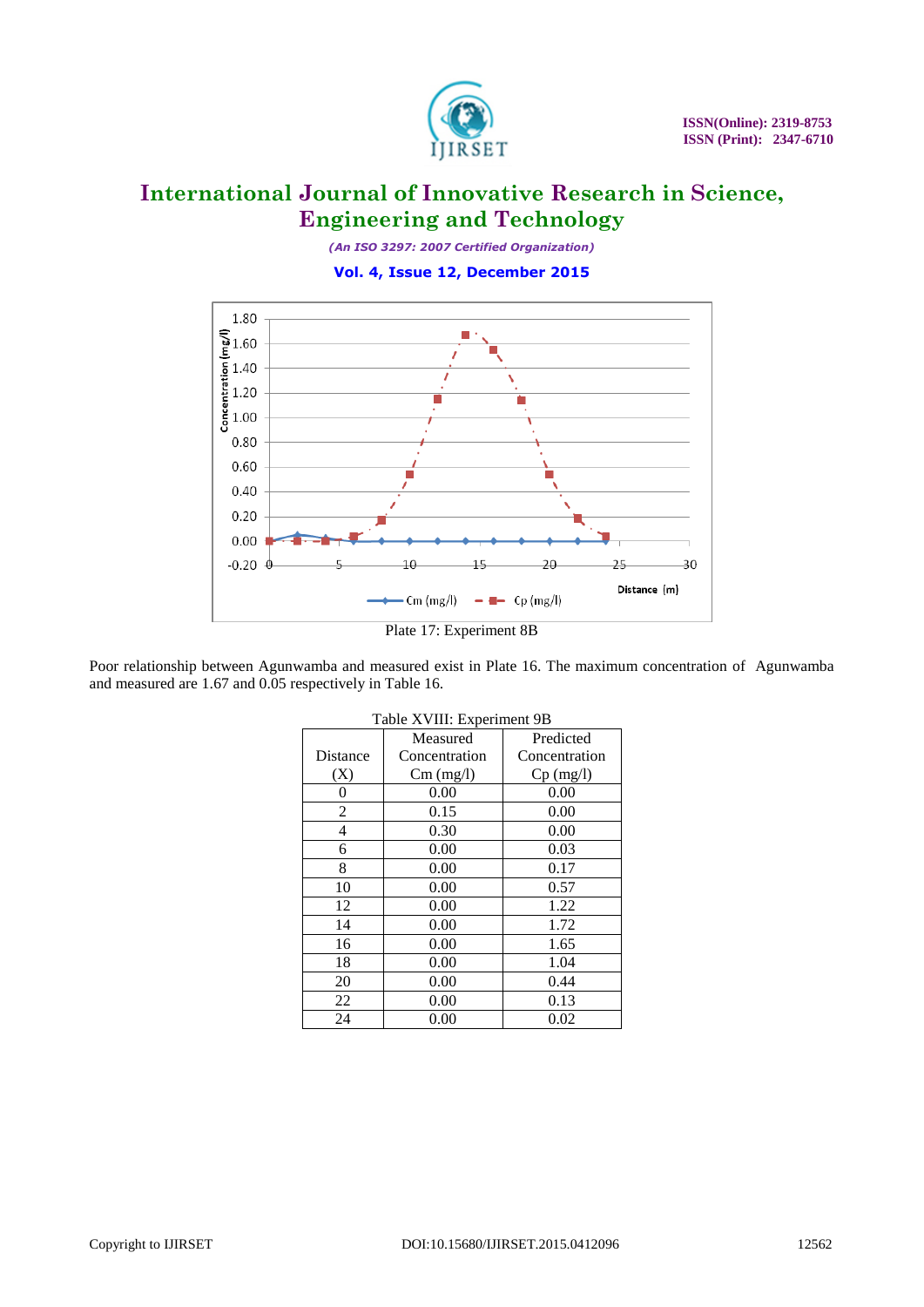Plate 17: Experiment 8B

Poor relationship between Agunwamba and measured exist in Plate 16. The maximum concentration of Agunwamba and measured are 1.67 and 0.05 respectively in Table 16.

Table XVIII: Experiment 9B

| Distance (X) | Measured Concentration Cm (mg/l) | Predicted Concentration Cp (mg/l) |
|---|---|---|
| 0 | 0.00 | 0.00 |
| 2 | 0.15 | 0.00 |
| 4 | 0.30 | 0.00 |
| 6 | 0.00 | 0.03 |
| 8 | 0.00 | 0.17 |
| 10 | 0.00 | 0.57 |
| 12 | 0.00 | 1.22 |
| 14 | 0.00 | 1.72 |
| 16 | 0.00 | 1.65 |
| 18 | 0.00 | 1.04 |
| 20 | 0.00 | 0.44 |
| 22 | 0.00 | 0.13 |
| 24 | 0.00 | 0.02 |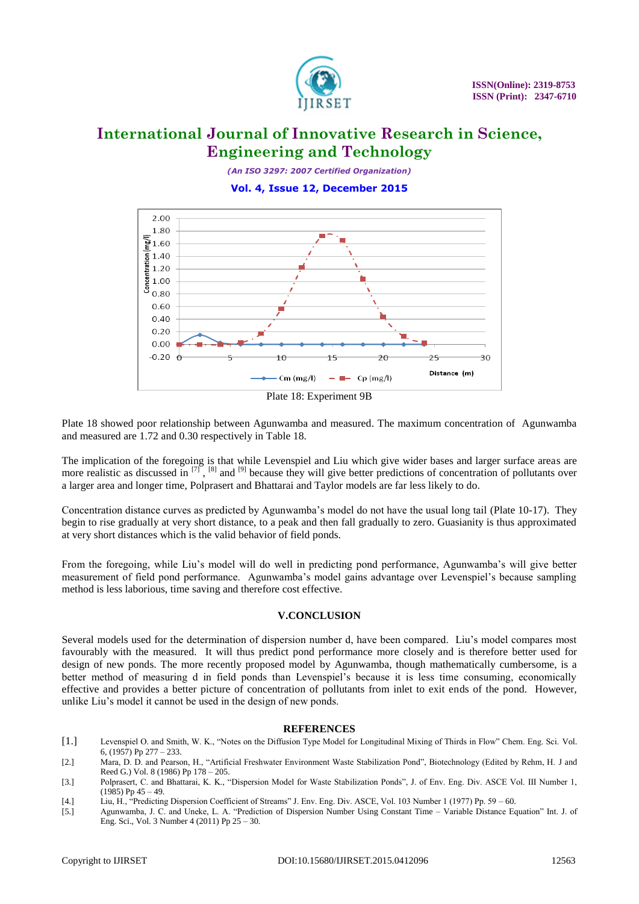Plate 18: Experiment 9B

Plate 18 showed poor relationship between Agunwamba and measured. The maximum concentration of Agunwamba and measured are 1.72 and 0.30 respectively in Table 18.

The implication of the foregoing is that while Levenspiel and Liu which give wider bases and larger surface areas are more realistic as discussed in [7], [8] and [9] because they will give better predictions of concentration of pollutants over a larger area and longer time, Polprasert and Bhattarai and Taylor models are far less likely to do.

Concentration distance curves as predicted by Agunwamba's model do not have the usual long tail (Plate 10-17). They begin to rise gradually at very short distance, to a peak and then fall gradually to zero. Guasianity is thus approximated at very short distances which is the valid behavior of field ponds.

From the foregoing, while Liu's model will do well in predicting pond performance, Agunwamba's will give better measurement of field pond performance. Agunwamba's model gains advantage over Levenspiel's because sampling method is less laborious, time saving and therefore cost effective.

## V.CONCLUSION

Several models used for the determination of dispersion number d, have been compared. Liu's model compares most favourably with the measured. It will thus predict pond performance more closely and is therefore better used for design of new ponds. The more recently proposed model by Agunwamba, though mathematically cumbersome, is a better method of measuring d in field ponds than Levenspiel's because it is less time consuming, economically effective and provides a better picture of concentration of pollutants from inlet to exit ends of the pond. However, unlike Liu's model it cannot be used in the design of new ponds.

## REFERENCES

[1.] Levenspiel O. and Smith, W. K., "Notes on the Diffusion Type Model for Longitudinal Mixing of Thirds in Flow" Chem. Eng. Sci. Vol. 6, (1957) Pp 277 – 233.

[2.] Mara, D. D. and Pearson, H., "Artificial Freshwater Environment Waste Stabilization Pond", Biotechnology (Edited by Rehm, H. J and Reed G.) Vol. 8 (1986) Pp 178 – 205.

[3.] Polprasert, C. and Bhattarai, K. K., "Dispersion Model for Waste Stabilization Ponds", J. of Env. Eng. Div. ASCE Vol. III Number 1, (1985) Pp 45 – 49.

[4.] Liu, H., "Predicting Dispersion Coefficient of Streams" J. Env. Eng. Div. ASCE, Vol. 103 Number 1 (1977) Pp. 59 – 60.

[5.] Agunwamba, J. C. and Uneke, L. A. "Prediction of Dispersion Number Using Constant Time – Variable Distance Equation" Int. J. of Eng. Sci., Vol. 3 Number 4 (2011) Pp 25 – 30.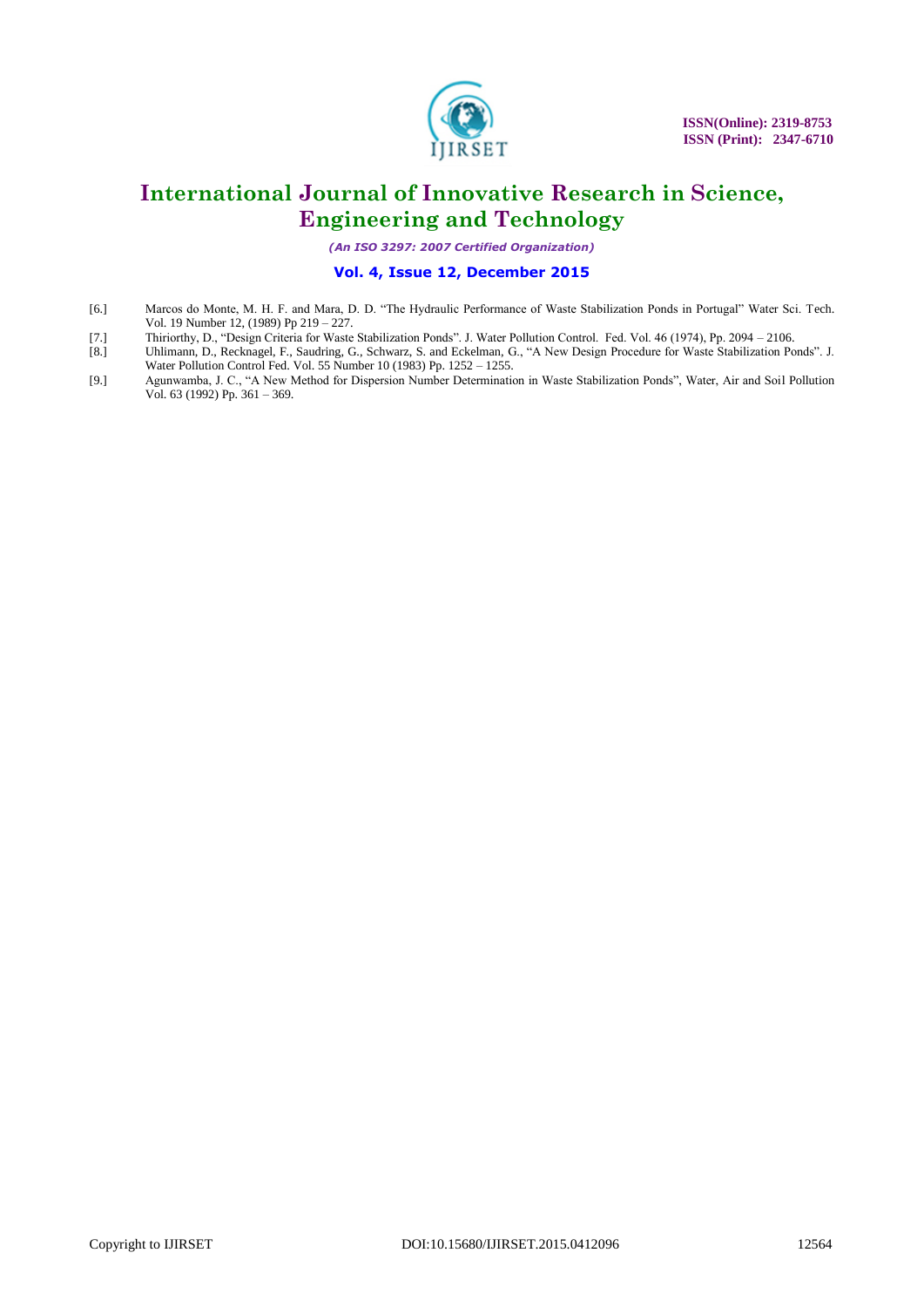[6.] Marcos do Monte, M. H. F. and Mara, D. D. "The Hydraulic Performance of Waste Stabilization Ponds in Portugal" Water Sci. Tech. Vol. 19 Number 12, (1989) Pp 219 – 227.

[7.] Thiriorthy, D., "Design Criteria for Waste Stabilization Ponds". J. Water Pollution Control. Fed. Vol. 46 (1974), Pp. 2094 – 2106.

[8.] Uhlimann, D., Recknagel, F., Saudring, G., Schwarz, S. and Eckelman, G., "A New Design Procedure for Waste Stabilization Ponds". J. Water Pollution Control Fed. Vol. 55 Number 10 (1983) Pp. 1252 – 1255.

[9.] Agunwamba, J. C., "A New Method for Dispersion Number Determination in Waste Stabilization Ponds", Water, Air and Soil Pollution Vol. 63 (1992) Pp. 361 – 369.